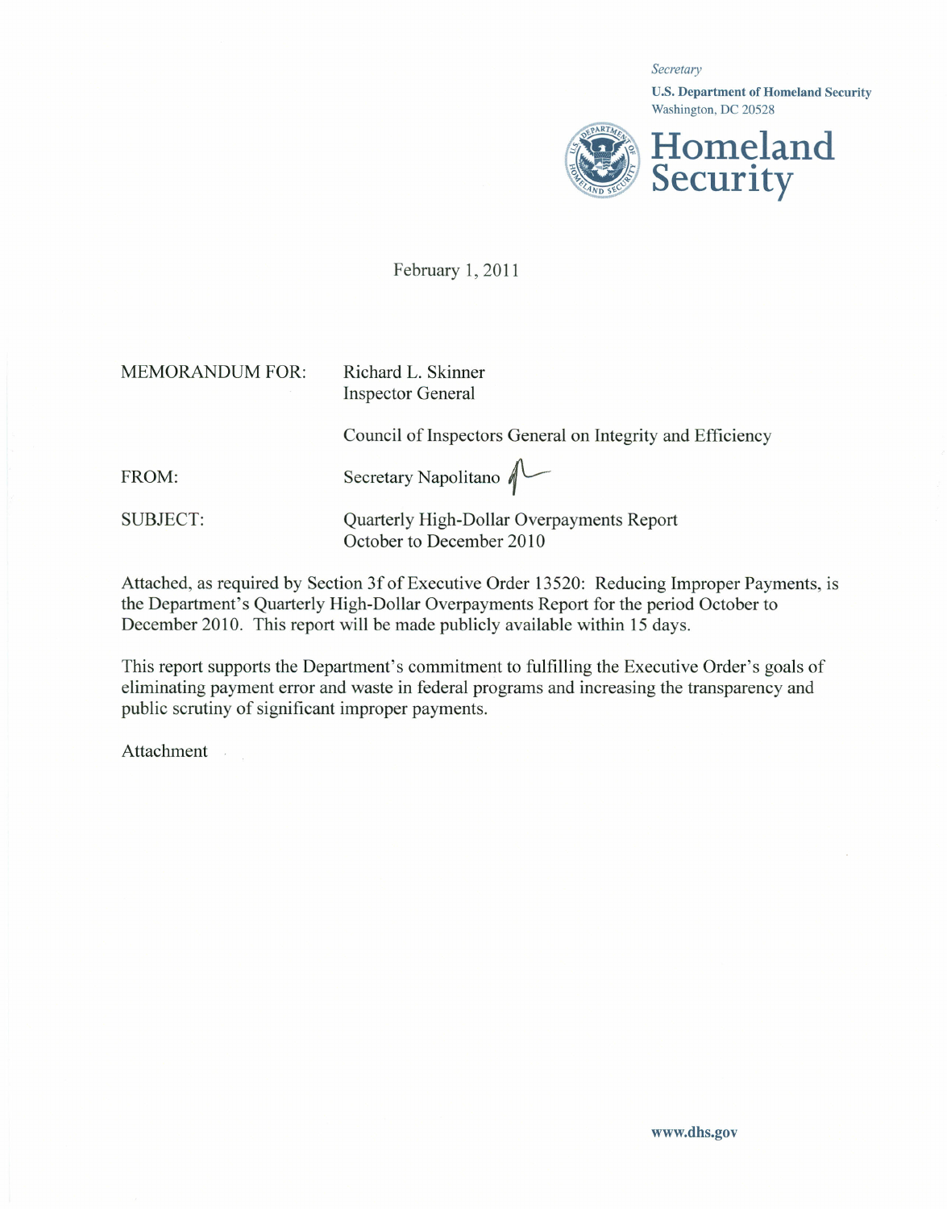*Secretary*

**U.S. Department of Homeland Security**
Washington, DC 20528

**Homeland Security**

February 1, 2011

MEMORANDUM FOR: Richard L. Skinner
Inspector General

Council of Inspectors General on Integrity and Efficiency

FROM: Secretary Napolitano

SUBJECT: Quarterly High-Dollar Overpayments Report
October to December 2010

Attached, as required by Section 3f of Executive Order 13520: Reducing Improper Payments, is the Department's Quarterly High-Dollar Overpayments Report for the period October to December 2010. This report will be made publicly available within 15 days.

This report supports the Department's commitment to fulfilling the Executive Order's goals of eliminating payment error and waste in federal programs and increasing the transparency and public scrutiny of significant improper payments.

Attachment

www.dhs.gov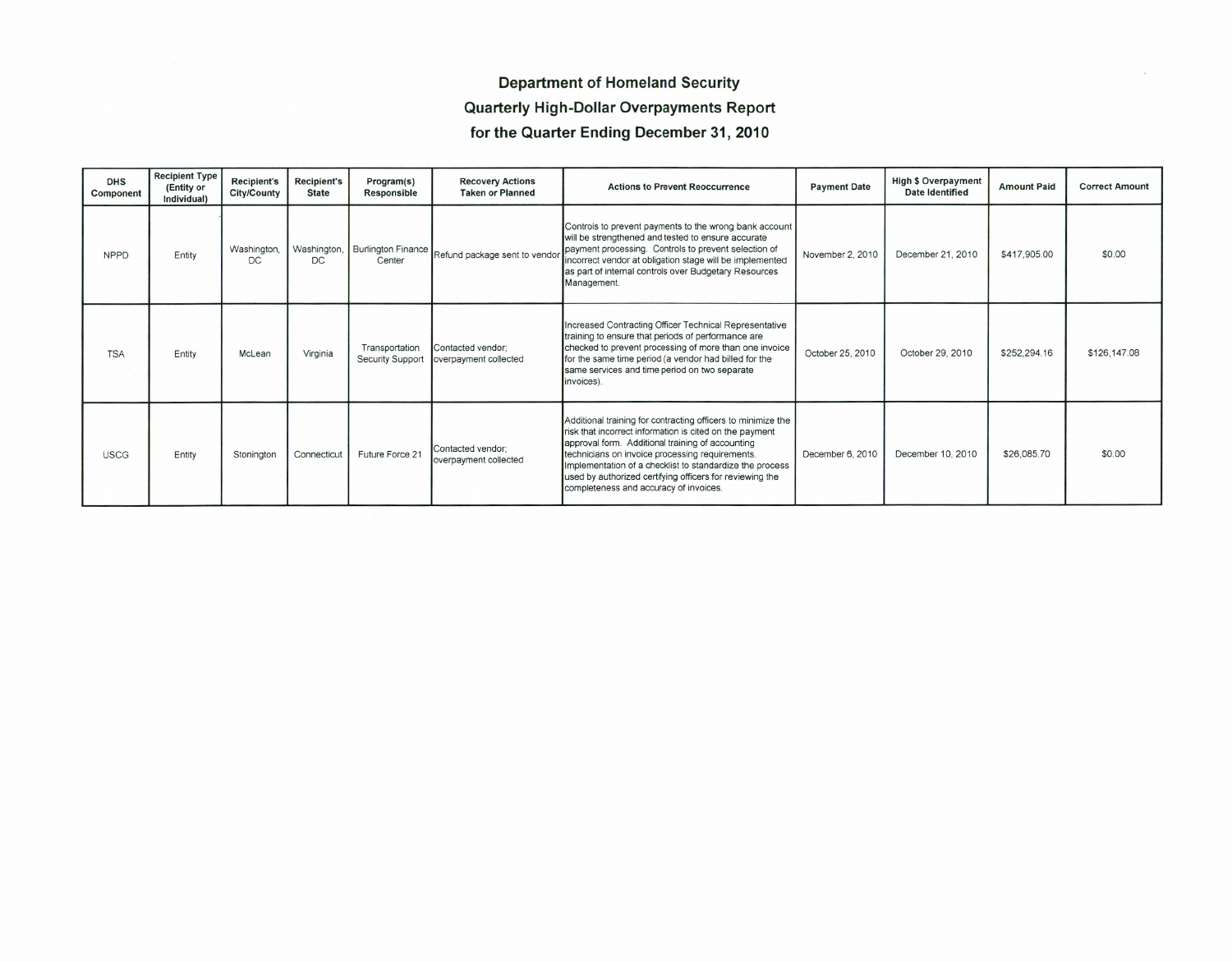# Department of Homeland Security

## Quarterly High-Dollar Overpayments Report

## for the Quarter Ending December 31, 2010

| DHS Component | Recipient Type (Entity or Individual) | Recipient's City/County | Recipient's State | Program(s) Responsible | Recovery Actions Taken or Planned | Actions to Prevent Reoccurrence | Payment Date | High $ Overpayment Date Identified | Amount Paid | Correct Amount |
|---|---|---|---|---|---|---|---|---|---|---|
| NPPD | Entity | Washington, DC | Washington, DC | Burlington Finance Center | Refund package sent to vendor | Controls to prevent payments to the wrong bank account will be strengthened and tested to ensure accurate payment processing. Controls to prevent selection of incorrect vendor at obligation stage will be implemented as part of internal controls over Budgetary Resources Management. | November 2, 2010 | December 21, 2010 | $417,905.00 | $0.00 |
| TSA | Entity | McLean | Virginia | Transportation Security Support | Contacted vendor; overpayment collected | Increased Contracting Officer Technical Representative training to ensure that periods of performance are checked to prevent processing of more than one invoice for the same time period (a vendor had billed for the same services and time period on two separate invoices). | October 25, 2010 | October 29, 2010 | $252,294.16 | $126,147.08 |
| USCG | Entity | Stonington | Connecticut | Future Force 21 | Contacted vendor; overpayment collected | Additional training for contracting officers to minimize the risk that incorrect information is cited on the payment approval form. Additional training of accounting technicians on invoice processing requirements. Implementation of a checklist to standardize the process used by authorized certifying officers for reviewing the completeness and accuracy of invoices. | December 6, 2010 | December 10, 2010 | $26,085.70 | $0.00 |